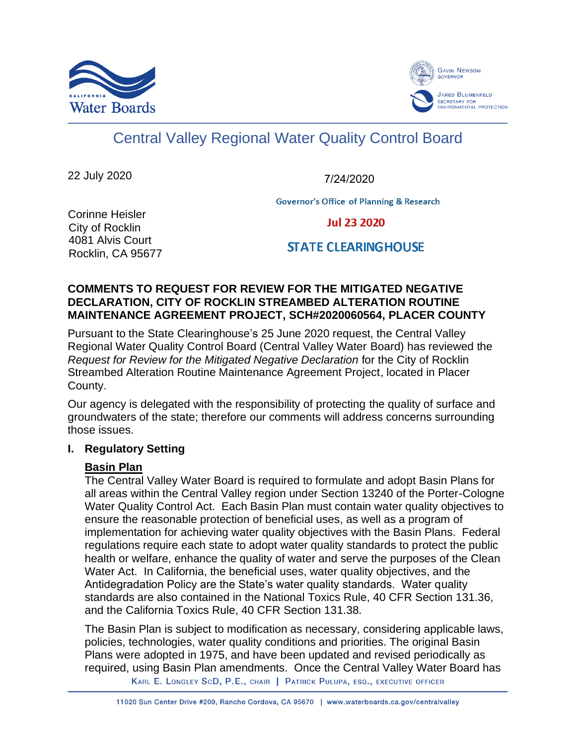California Water Boards

Gavin Newsom, Governor

Jared Blumenfeld, Secretary for Environmental Protection

# Central Valley Regional Water Quality Control Board

22 July 2020

7/24/2020

Governor's Office of Planning & Research

Jul 23 2020

STATE CLEARINGHOUSE

Corinne Heisler
City of Rocklin
4081 Alvis Court
Rocklin, CA 95677

**COMMENTS TO REQUEST FOR REVIEW FOR THE MITIGATED NEGATIVE DECLARATION, CITY OF ROCKLIN STREAMBED ALTERATION ROUTINE MAINTENANCE AGREEMENT PROJECT, SCH#2020060564, PLACER COUNTY**

Pursuant to the State Clearinghouse's 25 June 2020 request, the Central Valley Regional Water Quality Control Board (Central Valley Water Board) has reviewed the *Request for Review for the Mitigated Negative Declaration* for the City of Rocklin Streambed Alteration Routine Maintenance Agreement Project, located in Placer County.

Our agency is delegated with the responsibility of protecting the quality of surface and groundwaters of the state; therefore our comments will address concerns surrounding those issues.

## I. Regulatory Setting

### Basin Plan

The Central Valley Water Board is required to formulate and adopt Basin Plans for all areas within the Central Valley region under Section 13240 of the Porter-Cologne Water Quality Control Act. Each Basin Plan must contain water quality objectives to ensure the reasonable protection of beneficial uses, as well as a program of implementation for achieving water quality objectives with the Basin Plans. Federal regulations require each state to adopt water quality standards to protect the public health or welfare, enhance the quality of water and serve the purposes of the Clean Water Act. In California, the beneficial uses, water quality objectives, and the Antidegradation Policy are the State's water quality standards. Water quality standards are also contained in the National Toxics Rule, 40 CFR Section 131.36, and the California Toxics Rule, 40 CFR Section 131.38.

The Basin Plan is subject to modification as necessary, considering applicable laws, policies, technologies, water quality conditions and priorities. The original Basin Plans were adopted in 1975, and have been updated and revised periodically as required, using Basin Plan amendments. Once the Central Valley Water Board has

Karl E. Longley ScD, P.E., Chair | Patrick Pulupa, Esq., Executive Officer

11020 Sun Center Drive #200, Rancho Cordova, CA 95670 | www.waterboards.ca.gov/centralvalley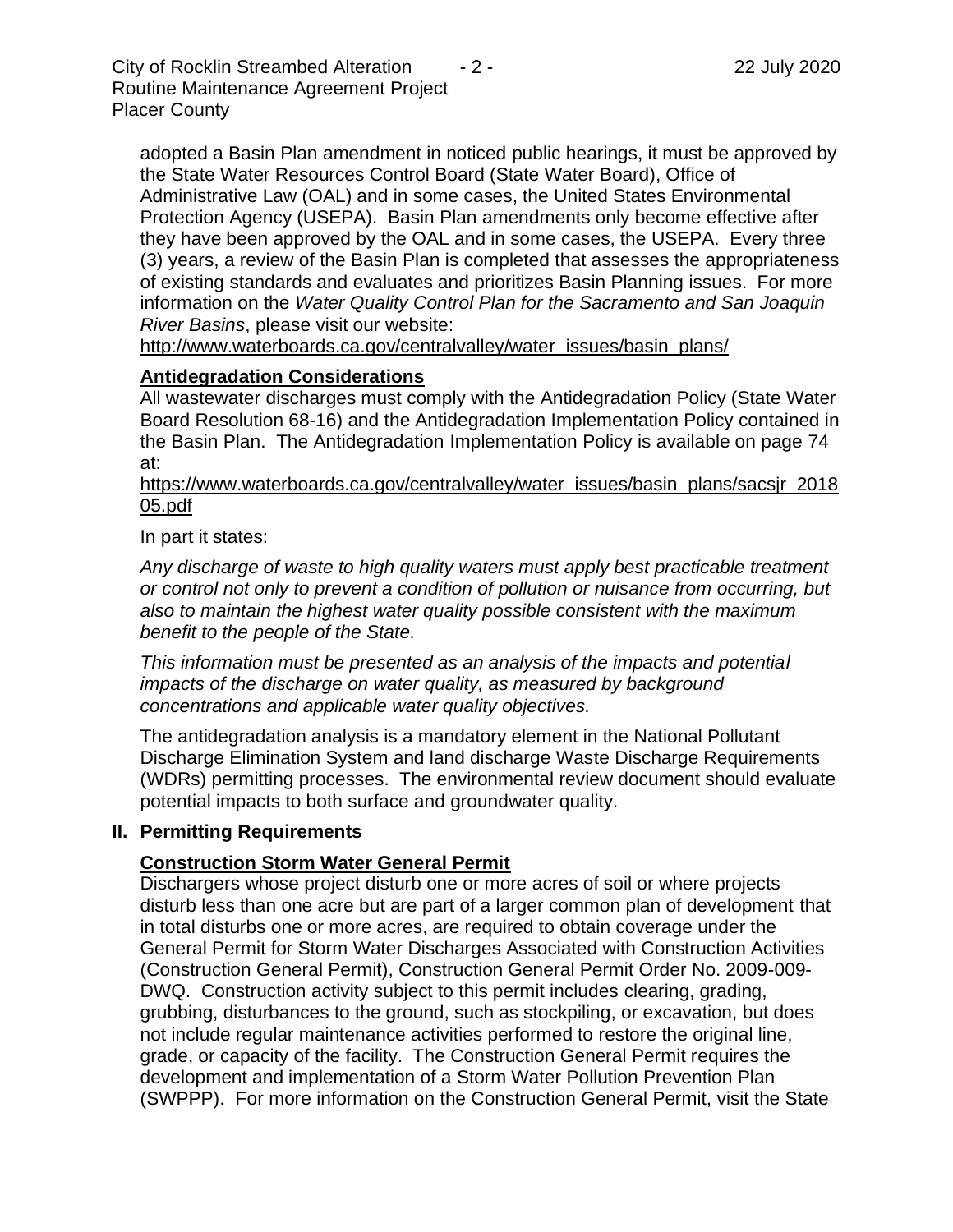adopted a Basin Plan amendment in noticed public hearings, it must be approved by the State Water Resources Control Board (State Water Board), Office of Administrative Law (OAL) and in some cases, the United States Environmental Protection Agency (USEPA). Basin Plan amendments only become effective after they have been approved by the OAL and in some cases, the USEPA. Every three (3) years, a review of the Basin Plan is completed that assesses the appropriateness of existing standards and evaluates and prioritizes Basin Planning issues. For more information on the *Water Quality Control Plan for the Sacramento and San Joaquin River Basins*, please visit our website:
http://www.waterboards.ca.gov/centralvalley/water_issues/basin_plans/

**Antidegradation Considerations**

All wastewater discharges must comply with the Antidegradation Policy (State Water Board Resolution 68-16) and the Antidegradation Implementation Policy contained in the Basin Plan. The Antidegradation Implementation Policy is available on page 74 at:
https://www.waterboards.ca.gov/centralvalley/water_issues/basin_plans/sacsjr_201805.pdf

In part it states:

*Any discharge of waste to high quality waters must apply best practicable treatment or control not only to prevent a condition of pollution or nuisance from occurring, but also to maintain the highest water quality possible consistent with the maximum benefit to the people of the State.*

*This information must be presented as an analysis of the impacts and potential impacts of the discharge on water quality, as measured by background concentrations and applicable water quality objectives.*

The antidegradation analysis is a mandatory element in the National Pollutant Discharge Elimination System and land discharge Waste Discharge Requirements (WDRs) permitting processes. The environmental review document should evaluate potential impacts to both surface and groundwater quality.

## II. Permitting Requirements

**Construction Storm Water General Permit**

Dischargers whose project disturb one or more acres of soil or where projects disturb less than one acre but are part of a larger common plan of development that in total disturbs one or more acres, are required to obtain coverage under the General Permit for Storm Water Discharges Associated with Construction Activities (Construction General Permit), Construction General Permit Order No. 2009-009-DWQ. Construction activity subject to this permit includes clearing, grading, grubbing, disturbances to the ground, such as stockpiling, or excavation, but does not include regular maintenance activities performed to restore the original line, grade, or capacity of the facility. The Construction General Permit requires the development and implementation of a Storm Water Pollution Prevention Plan (SWPPP). For more information on the Construction General Permit, visit the State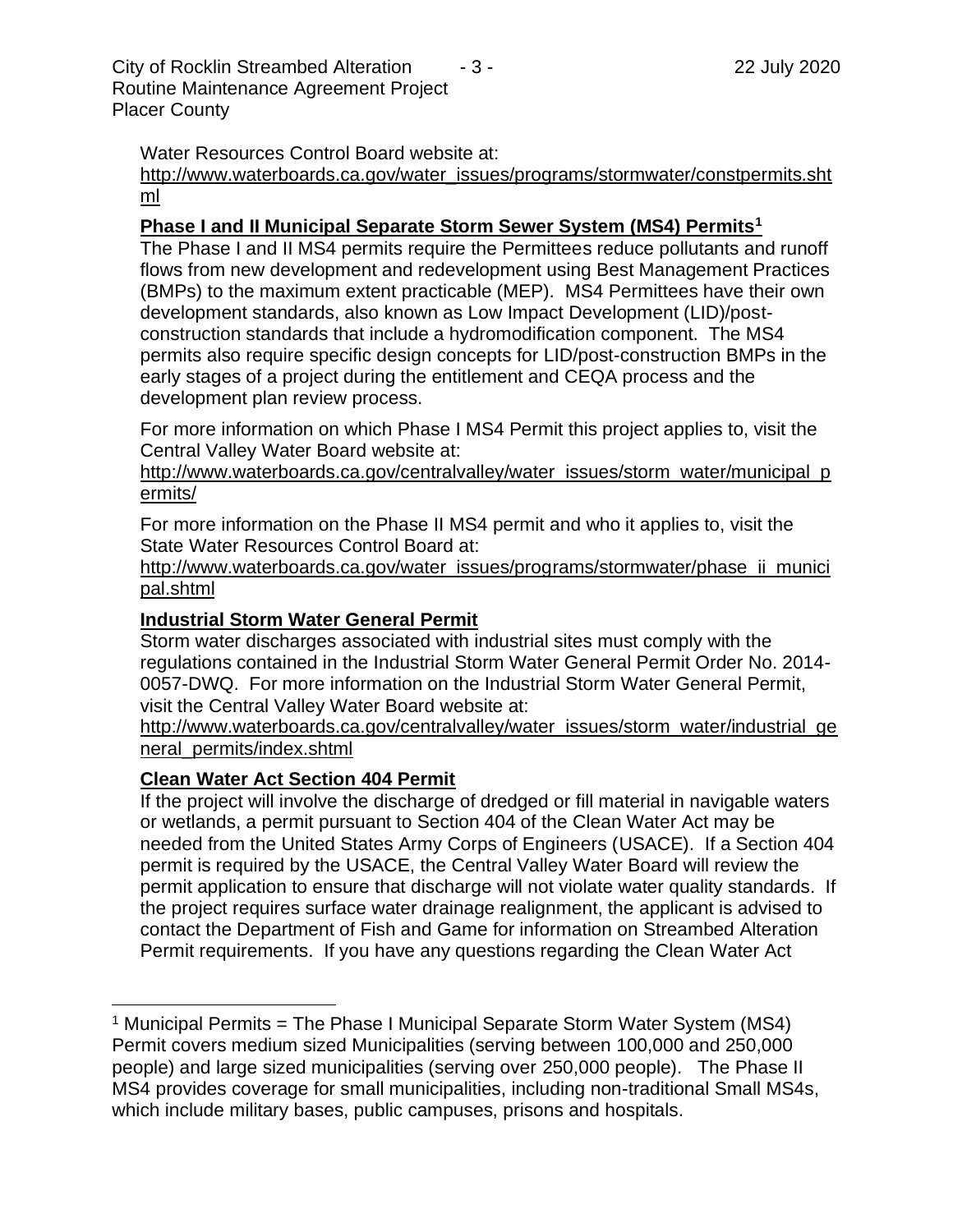Water Resources Control Board website at:
http://www.waterboards.ca.gov/water_issues/programs/stormwater/constpermits.shtml

**Phase I and II Municipal Separate Storm Sewer System (MS4) Permits[1]**

The Phase I and II MS4 permits require the Permittees reduce pollutants and runoff flows from new development and redevelopment using Best Management Practices (BMPs) to the maximum extent practicable (MEP). MS4 Permittees have their own development standards, also known as Low Impact Development (LID)/post-construction standards that include a hydromodification component. The MS4 permits also require specific design concepts for LID/post-construction BMPs in the early stages of a project during the entitlement and CEQA process and the development plan review process.

For more information on which Phase I MS4 Permit this project applies to, visit the Central Valley Water Board website at:
http://www.waterboards.ca.gov/centralvalley/water_issues/storm_water/municipal_permits/

For more information on the Phase II MS4 permit and who it applies to, visit the State Water Resources Control Board at:
http://www.waterboards.ca.gov/water_issues/programs/stormwater/phase_ii_municipal.shtml

**Industrial Storm Water General Permit**

Storm water discharges associated with industrial sites must comply with the regulations contained in the Industrial Storm Water General Permit Order No. 2014-0057-DWQ. For more information on the Industrial Storm Water General Permit, visit the Central Valley Water Board website at:
http://www.waterboards.ca.gov/centralvalley/water_issues/storm_water/industrial_general_permits/index.shtml

**Clean Water Act Section 404 Permit**

If the project will involve the discharge of dredged or fill material in navigable waters or wetlands, a permit pursuant to Section 404 of the Clean Water Act may be needed from the United States Army Corps of Engineers (USACE). If a Section 404 permit is required by the USACE, the Central Valley Water Board will review the permit application to ensure that discharge will not violate water quality standards. If the project requires surface water drainage realignment, the applicant is advised to contact the Department of Fish and Game for information on Streambed Alteration Permit requirements. If you have any questions regarding the Clean Water Act

---

[1] Municipal Permits = The Phase I Municipal Separate Storm Water System (MS4) Permit covers medium sized Municipalities (serving between 100,000 and 250,000 people) and large sized municipalities (serving over 250,000 people). The Phase II MS4 provides coverage for small municipalities, including non-traditional Small MS4s, which include military bases, public campuses, prisons and hospitals.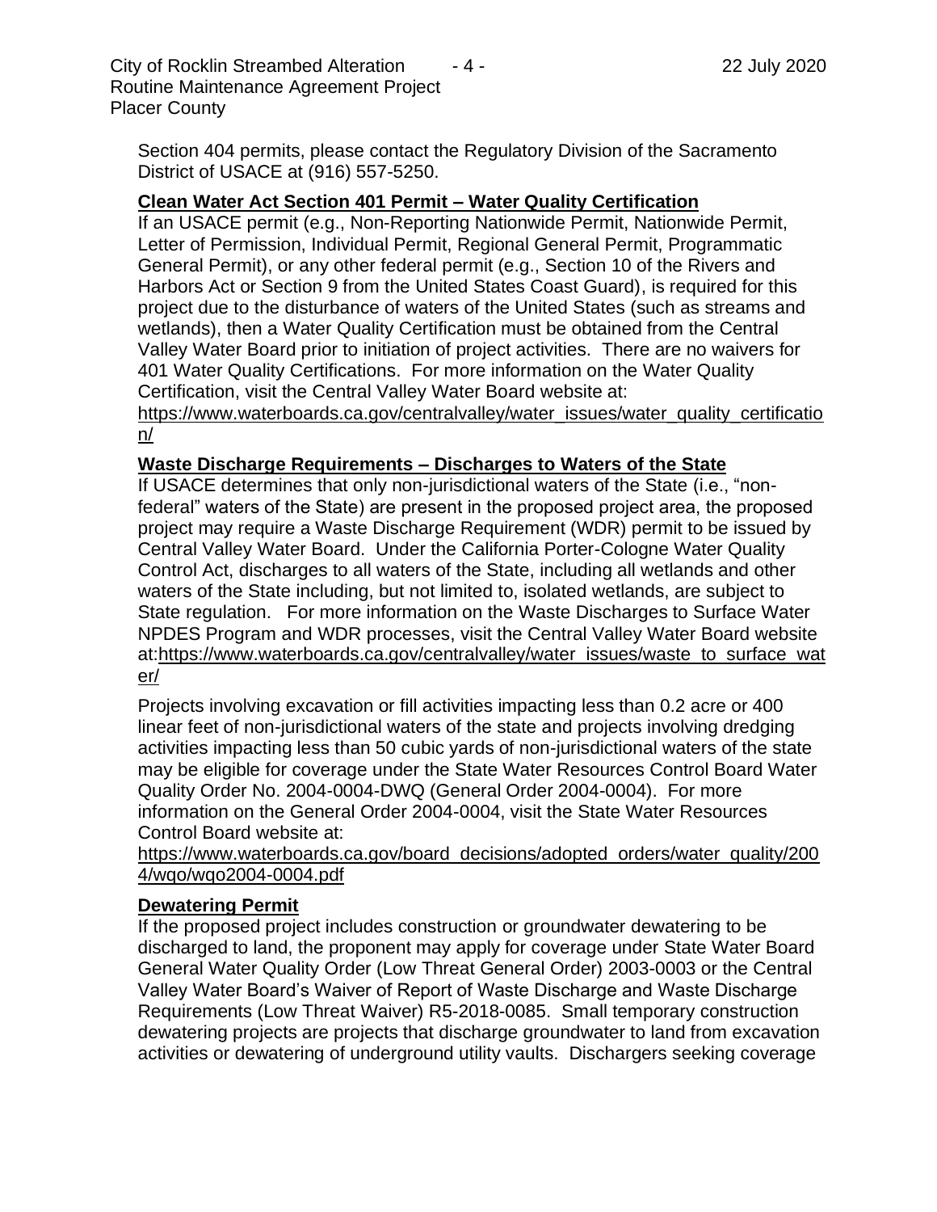Section 404 permits, please contact the Regulatory Division of the Sacramento District of USACE at (916) 557-5250.

**Clean Water Act Section 401 Permit – Water Quality Certification**

If an USACE permit (e.g., Non-Reporting Nationwide Permit, Nationwide Permit, Letter of Permission, Individual Permit, Regional General Permit, Programmatic General Permit), or any other federal permit (e.g., Section 10 of the Rivers and Harbors Act or Section 9 from the United States Coast Guard), is required for this project due to the disturbance of waters of the United States (such as streams and wetlands), then a Water Quality Certification must be obtained from the Central Valley Water Board prior to initiation of project activities. There are no waivers for 401 Water Quality Certifications. For more information on the Water Quality Certification, visit the Central Valley Water Board website at: https://www.waterboards.ca.gov/centralvalley/water_issues/water_quality_certification/

**Waste Discharge Requirements – Discharges to Waters of the State**

If USACE determines that only non-jurisdictional waters of the State (i.e., "non-federal" waters of the State) are present in the proposed project area, the proposed project may require a Waste Discharge Requirement (WDR) permit to be issued by Central Valley Water Board. Under the California Porter-Cologne Water Quality Control Act, discharges to all waters of the State, including all wetlands and other waters of the State including, but not limited to, isolated wetlands, are subject to State regulation. For more information on the Waste Discharges to Surface Water NPDES Program and WDR processes, visit the Central Valley Water Board website at:https://www.waterboards.ca.gov/centralvalley/water_issues/waste_to_surface_water/

Projects involving excavation or fill activities impacting less than 0.2 acre or 400 linear feet of non-jurisdictional waters of the state and projects involving dredging activities impacting less than 50 cubic yards of non-jurisdictional waters of the state may be eligible for coverage under the State Water Resources Control Board Water Quality Order No. 2004-0004-DWQ (General Order 2004-0004). For more information on the General Order 2004-0004, visit the State Water Resources Control Board website at: https://www.waterboards.ca.gov/board_decisions/adopted_orders/water_quality/2004/wqo/wqo2004-0004.pdf

**Dewatering Permit**

If the proposed project includes construction or groundwater dewatering to be discharged to land, the proponent may apply for coverage under State Water Board General Water Quality Order (Low Threat General Order) 2003-0003 or the Central Valley Water Board's Waiver of Report of Waste Discharge and Waste Discharge Requirements (Low Threat Waiver) R5-2018-0085. Small temporary construction dewatering projects are projects that discharge groundwater to land from excavation activities or dewatering of underground utility vaults. Dischargers seeking coverage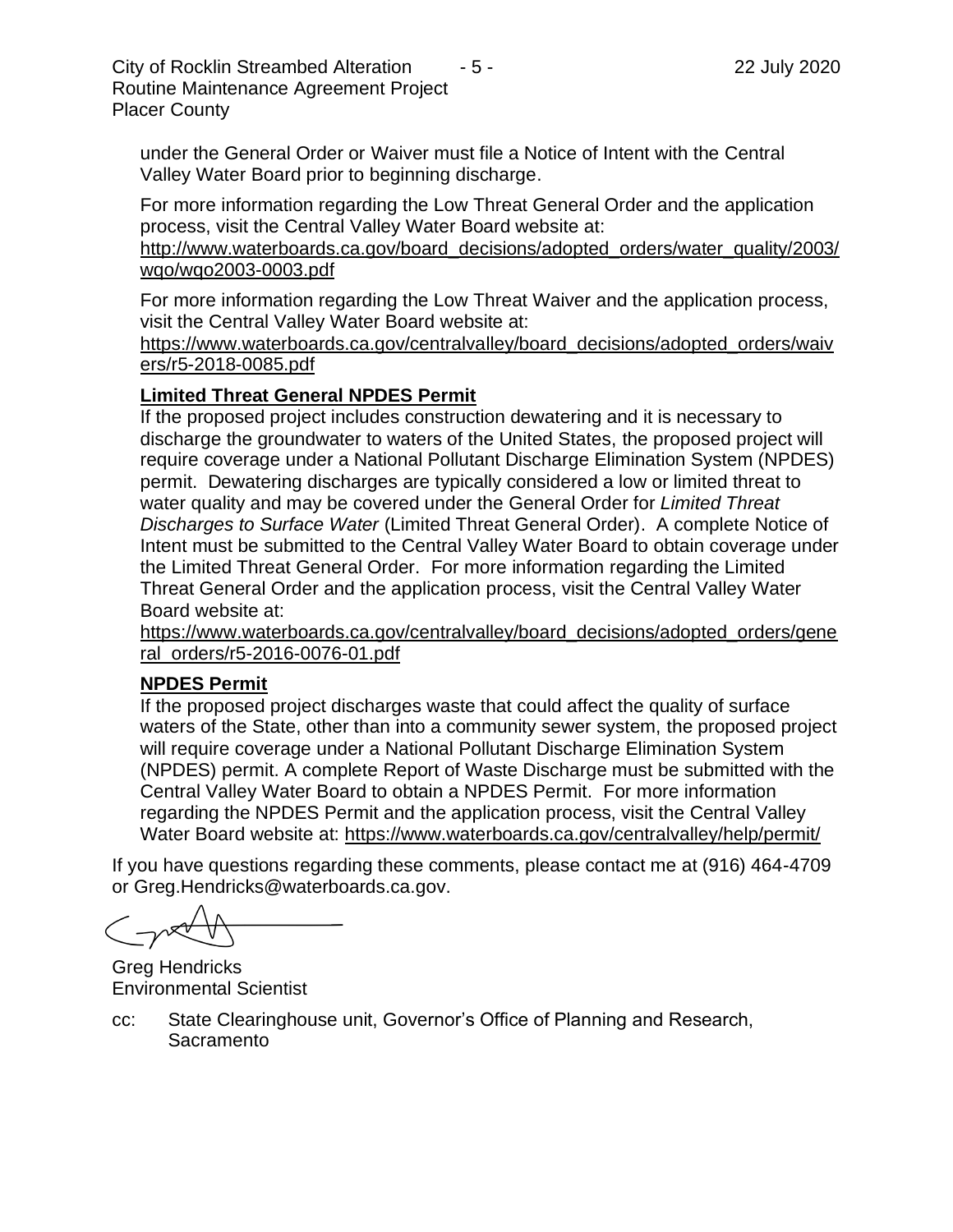under the General Order or Waiver must file a Notice of Intent with the Central Valley Water Board prior to beginning discharge.

For more information regarding the Low Threat General Order and the application process, visit the Central Valley Water Board website at: http://www.waterboards.ca.gov/board_decisions/adopted_orders/water_quality/2003/wqo/wqo2003-0003.pdf

For more information regarding the Low Threat Waiver and the application process, visit the Central Valley Water Board website at: https://www.waterboards.ca.gov/centralvalley/board_decisions/adopted_orders/waivers/r5-2018-0085.pdf

**Limited Threat General NPDES Permit**

If the proposed project includes construction dewatering and it is necessary to discharge the groundwater to waters of the United States, the proposed project will require coverage under a National Pollutant Discharge Elimination System (NPDES) permit. Dewatering discharges are typically considered a low or limited threat to water quality and may be covered under the General Order for *Limited Threat Discharges to Surface Water* (Limited Threat General Order). A complete Notice of Intent must be submitted to the Central Valley Water Board to obtain coverage under the Limited Threat General Order. For more information regarding the Limited Threat General Order and the application process, visit the Central Valley Water Board website at: https://www.waterboards.ca.gov/centralvalley/board_decisions/adopted_orders/general_orders/r5-2016-0076-01.pdf

**NPDES Permit**

If the proposed project discharges waste that could affect the quality of surface waters of the State, other than into a community sewer system, the proposed project will require coverage under a National Pollutant Discharge Elimination System (NPDES) permit. A complete Report of Waste Discharge must be submitted with the Central Valley Water Board to obtain a NPDES Permit. For more information regarding the NPDES Permit and the application process, visit the Central Valley Water Board website at: https://www.waterboards.ca.gov/centralvalley/help/permit/

If you have questions regarding these comments, please contact me at (916) 464-4709 or Greg.Hendricks@waterboards.ca.gov.

Greg Hendricks
Environmental Scientist

cc: State Clearinghouse unit, Governor's Office of Planning and Research, Sacramento